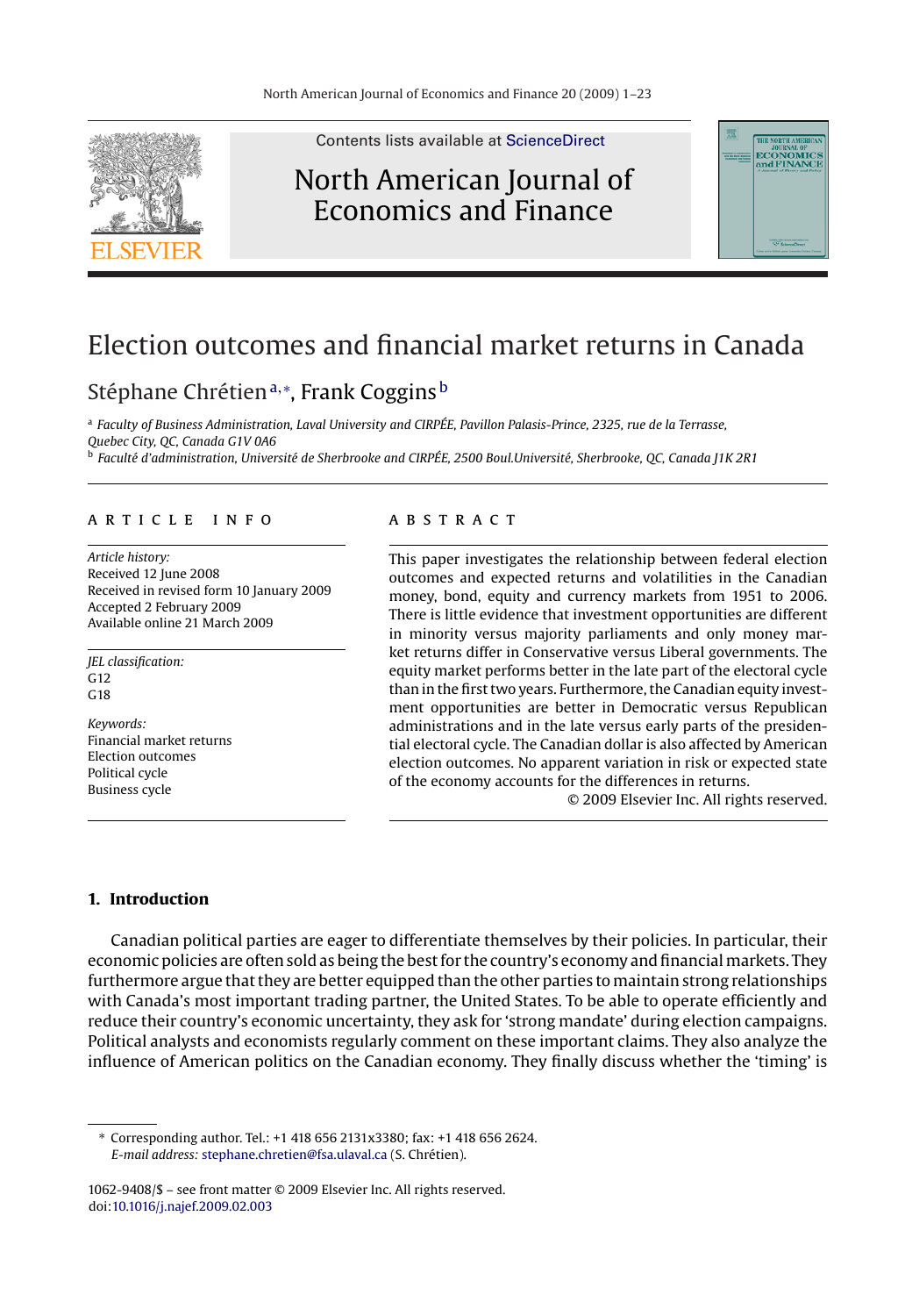# Election outcomes and financial market returns in Canada

Stéphane Chrétien [a,*], Frank Coggins [b]

[a] *Faculty of Business Administration, Laval University and CIRPÉE, Pavillon Palasis-Prince, 2325, rue de la Terrasse, Quebec City, QC, Canada G1V 0A6*

[b] *Faculté d'administration, Université de Sherbrooke and CIRPÉE, 2500 Boul.Université, Sherbrooke, QC, Canada J1K 2R1*

## ARTICLE INFO

*Article history:*
Received 12 June 2008
Received in revised form 10 January 2009
Accepted 2 February 2009
Available online 21 March 2009

*JEL classification:*
G12
G18

*Keywords:*
Financial market returns
Election outcomes
Political cycle
Business cycle

## ABSTRACT

This paper investigates the relationship between federal election outcomes and expected returns and volatilities in the Canadian money, bond, equity and currency markets from 1951 to 2006. There is little evidence that investment opportunities are different in minority versus majority parliaments and only money market returns differ in Conservative versus Liberal governments. The equity market performs better in the late part of the electoral cycle than in the first two years. Furthermore, the Canadian equity investment opportunities are better in Democratic versus Republican administrations and in the late versus early parts of the presidential electoral cycle. The Canadian dollar is also affected by American election outcomes. No apparent variation in risk or expected state of the economy accounts for the differences in returns.

© 2009 Elsevier Inc. All rights reserved.

## 1. Introduction

Canadian political parties are eager to differentiate themselves by their policies. In particular, their economic policies are often sold as being the best for the country's economy and financial markets. They furthermore argue that they are better equipped than the other parties to maintain strong relationships with Canada's most important trading partner, the United States. To be able to operate efficiently and reduce their country's economic uncertainty, they ask for 'strong mandate' during election campaigns. Political analysts and economists regularly comment on these important claims. They also analyze the influence of American politics on the Canadian economy. They finally discuss whether the 'timing' is

---

* Corresponding author. Tel.: +1 418 656 2131x3380; fax: +1 418 656 2624.
*E-mail address:* stephane.chretien@fsa.ulaval.ca (S. Chrétien).

1062-9408/$ – see front matter © 2009 Elsevier Inc. All rights reserved.
doi:10.1016/j.najef.2009.02.003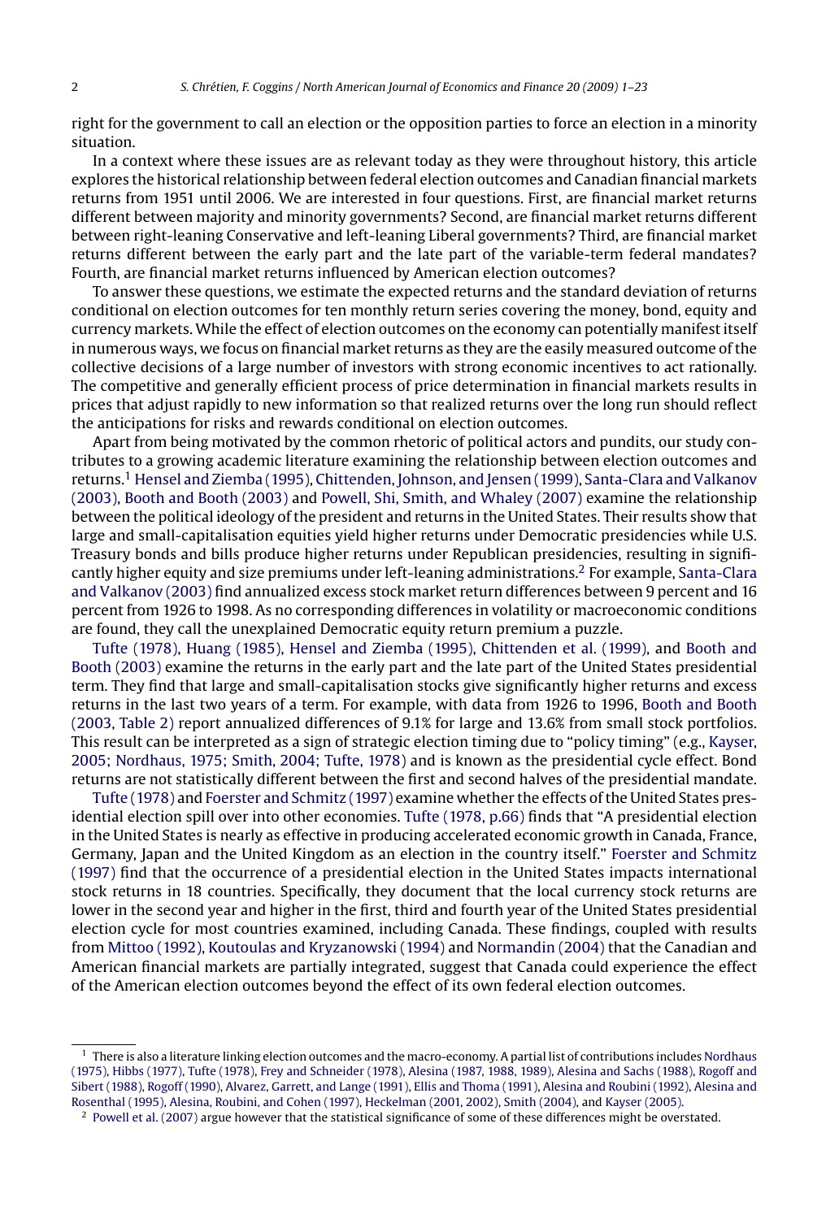right for the government to call an election or the opposition parties to force an election in a minority situation.

In a context where these issues are as relevant today as they were throughout history, this article explores the historical relationship between federal election outcomes and Canadian financial markets returns from 1951 until 2006. We are interested in four questions. First, are financial market returns different between majority and minority governments? Second, are financial market returns different between right-leaning Conservative and left-leaning Liberal governments? Third, are financial market returns different between the early part and the late part of the variable-term federal mandates? Fourth, are financial market returns influenced by American election outcomes?

To answer these questions, we estimate the expected returns and the standard deviation of returns conditional on election outcomes for ten monthly return series covering the money, bond, equity and currency markets. While the effect of election outcomes on the economy can potentially manifest itself in numerous ways, we focus on financial market returns as they are the easily measured outcome of the collective decisions of a large number of investors with strong economic incentives to act rationally. The competitive and generally efficient process of price determination in financial markets results in prices that adjust rapidly to new information so that realized returns over the long run should reflect the anticipations for risks and rewards conditional on election outcomes.

Apart from being motivated by the common rhetoric of political actors and pundits, our study contributes to a growing academic literature examining the relationship between election outcomes and returns.[1] Hensel and Ziemba (1995), Chittenden, Johnson, and Jensen (1999), Santa-Clara and Valkanov (2003), Booth and Booth (2003) and Powell, Shi, Smith, and Whaley (2007) examine the relationship between the political ideology of the president and returns in the United States. Their results show that large and small-capitalisation equities yield higher returns under Democratic presidencies while U.S. Treasury bonds and bills produce higher returns under Republican presidencies, resulting in significantly higher equity and size premiums under left-leaning administrations.[2] For example, Santa-Clara and Valkanov (2003) find annualized excess stock market return differences between 9 percent and 16 percent from 1926 to 1998. As no corresponding differences in volatility or macroeconomic conditions are found, they call the unexplained Democratic equity return premium a puzzle.

Tufte (1978), Huang (1985), Hensel and Ziemba (1995), Chittenden et al. (1999), and Booth and Booth (2003) examine the returns in the early part and the late part of the United States presidential term. They find that large and small-capitalisation stocks give significantly higher returns and excess returns in the last two years of a term. For example, with data from 1926 to 1996, Booth and Booth (2003, Table 2) report annualized differences of 9.1% for large and 13.6% from small stock portfolios. This result can be interpreted as a sign of strategic election timing due to "policy timing" (e.g., Kayser, 2005; Nordhaus, 1975; Smith, 2004; Tufte, 1978) and is known as the presidential cycle effect. Bond returns are not statistically different between the first and second halves of the presidential mandate.

Tufte (1978) and Foerster and Schmitz (1997) examine whether the effects of the United States presidential election spill over into other economies. Tufte (1978, p.66) finds that "A presidential election in the United States is nearly as effective in producing accelerated economic growth in Canada, France, Germany, Japan and the United Kingdom as an election in the country itself." Foerster and Schmitz (1997) find that the occurrence of a presidential election in the United States impacts international stock returns in 18 countries. Specifically, they document that the local currency stock returns are lower in the second year and higher in the first, third and fourth year of the United States presidential election cycle for most countries examined, including Canada. These findings, coupled with results from Mittoo (1992), Koutoulas and Kryzanowski (1994) and Normandin (2004) that the Canadian and American financial markets are partially integrated, suggest that Canada could experience the effect of the American election outcomes beyond the effect of its own federal election outcomes.

---

[1] There is also a literature linking election outcomes and the macro-economy. A partial list of contributions includes Nordhaus (1975), Hibbs (1977), Tufte (1978), Frey and Schneider (1978), Alesina (1987, 1988, 1989), Alesina and Sachs (1988), Rogoff and Sibert (1988), Rogoff (1990), Alvarez, Garrett, and Lange (1991), Ellis and Thoma (1991), Alesina and Roubini (1992), Alesina and Rosenthal (1995), Alesina, Roubini, and Cohen (1997), Heckelman (2001, 2002), Smith (2004), and Kayser (2005).

[2] Powell et al. (2007) argue however that the statistical significance of some of these differences might be overstated.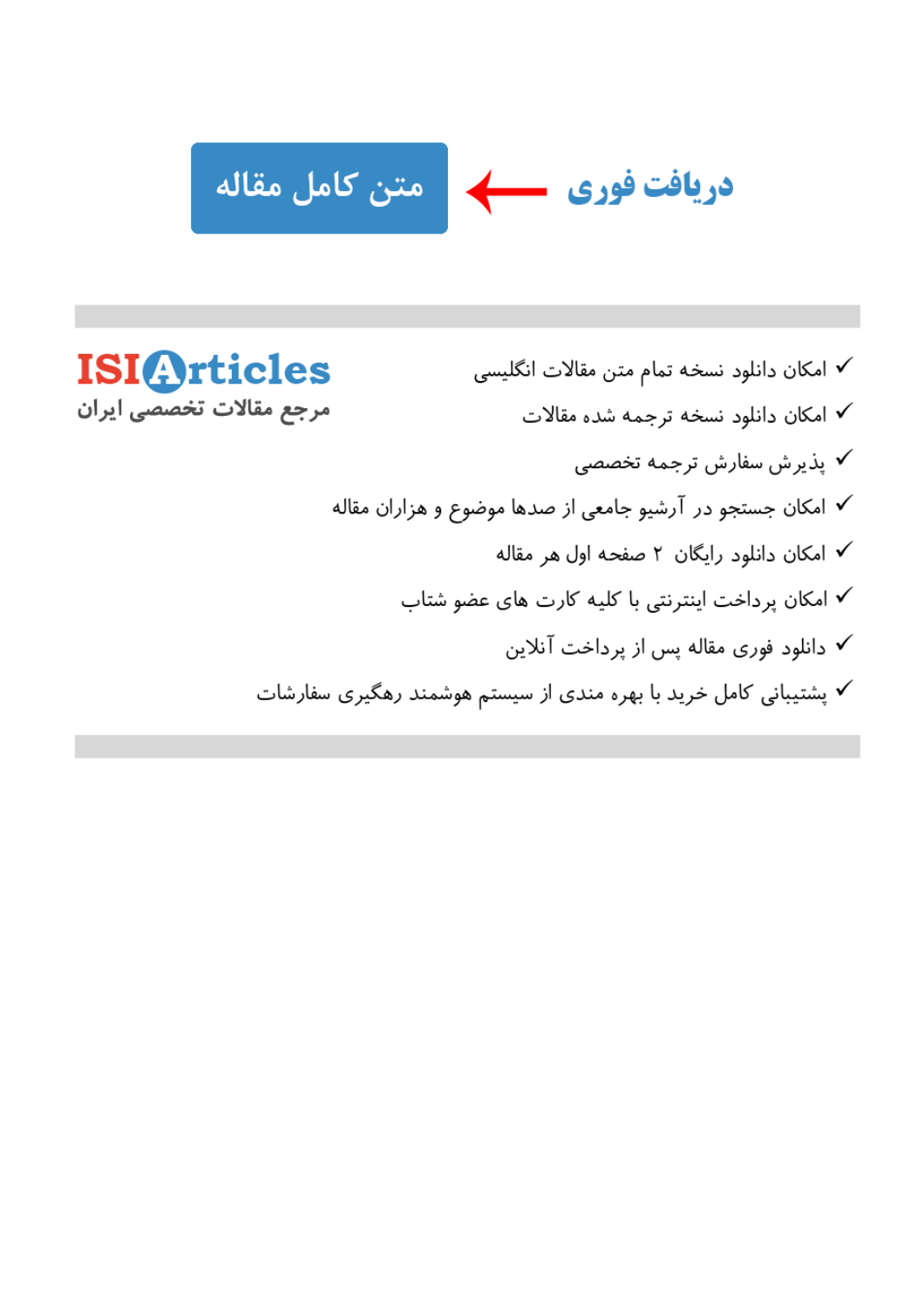**دریافت فوری** ← **متن کامل مقاله**

**ISIArticles**

**مرجع مقالات تخصصی ایران**

- ✓ امکان دانلود نسخه تمام متن مقالات انگلیسی
- ✓ امکان دانلود نسخه ترجمه شده مقالات
- ✓ پذیرش سفارش ترجمه تخصصی
- ✓ امکان جستجو در آرشیو جامعی از صدها موضوع و هزاران مقاله
- ✓ امکان دانلود رایگان ۲ صفحه اول هر مقاله
- ✓ امکان پرداخت اینترنتی با کلیه کارت های عضو شتاب
- ✓ دانلود فوری مقاله پس از پرداخت آنلاین
- ✓ پشتیبانی کامل خرید با بهره مندی از سیستم هوشمند رهگیری سفارشات